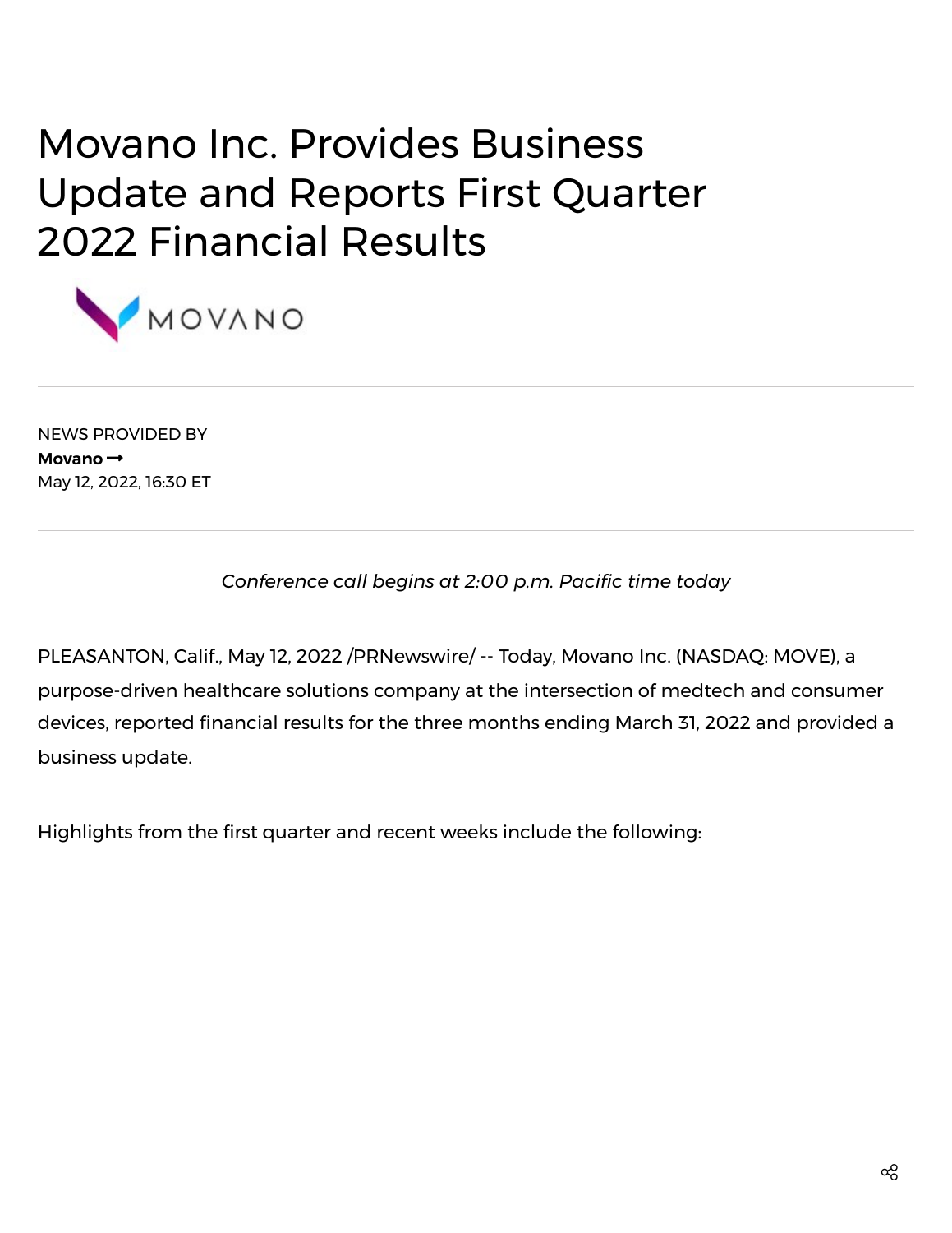# Movano Inc. Provides Business Update and Reports First Quarter 2022 Financial Results

MOVANO

NEWS PROVIDED BY
**Movano →**
May 12, 2022, 16:30 ET

*Conference call begins at 2:00 p.m. Pacific time today*

PLEASANTON, Calif., May 12, 2022 /PRNewswire/ -- Today, Movano Inc. (NASDAQ: MOVE), a purpose-driven healthcare solutions company at the intersection of medtech and consumer devices, reported financial results for the three months ending March 31, 2022 and provided a business update.

Highlights from the first quarter and recent weeks include the following: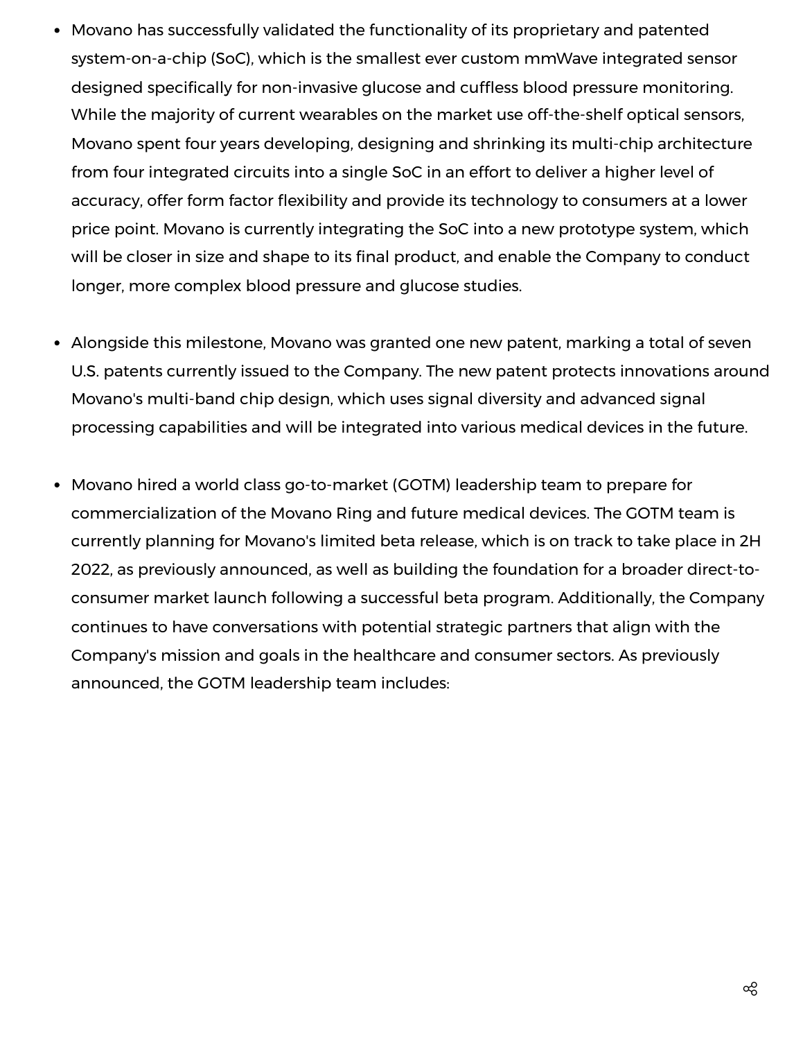- Movano has successfully validated the functionality of its proprietary and patented system-on-a-chip (SoC), which is the smallest ever custom mmWave integrated sensor designed specifically for non-invasive glucose and cuffless blood pressure monitoring. While the majority of current wearables on the market use off-the-shelf optical sensors, Movano spent four years developing, designing and shrinking its multi-chip architecture from four integrated circuits into a single SoC in an effort to deliver a higher level of accuracy, offer form factor flexibility and provide its technology to consumers at a lower price point. Movano is currently integrating the SoC into a new prototype system, which will be closer in size and shape to its final product, and enable the Company to conduct longer, more complex blood pressure and glucose studies.

- Alongside this milestone, Movano was granted one new patent, marking a total of seven U.S. patents currently issued to the Company. The new patent protects innovations around Movano's multi-band chip design, which uses signal diversity and advanced signal processing capabilities and will be integrated into various medical devices in the future.

- Movano hired a world class go-to-market (GOTM) leadership team to prepare for commercialization of the Movano Ring and future medical devices. The GOTM team is currently planning for Movano's limited beta release, which is on track to take place in 2H 2022, as previously announced, as well as building the foundation for a broader direct-to-consumer market launch following a successful beta program. Additionally, the Company continues to have conversations with potential strategic partners that align with the Company's mission and goals in the healthcare and consumer sectors. As previously announced, the GOTM leadership team includes: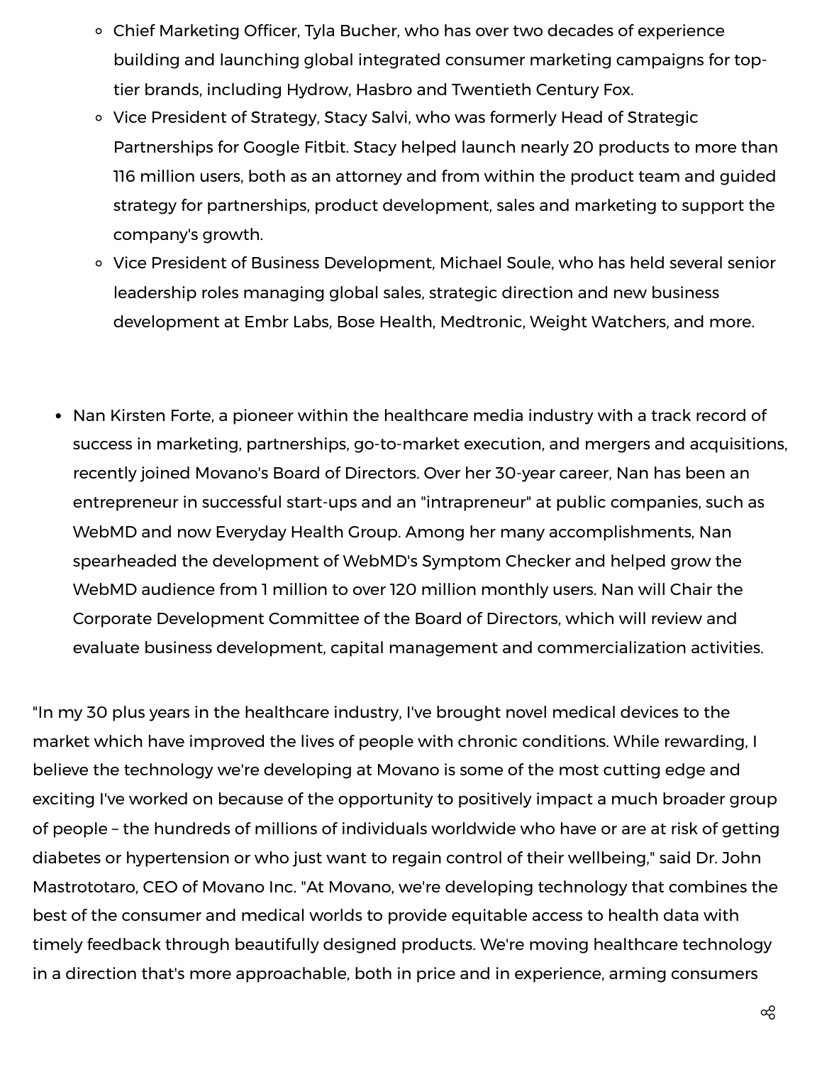- Chief Marketing Officer, Tyla Bucher, who has over two decades of experience building and launching global integrated consumer marketing campaigns for top-tier brands, including Hydrow, Hasbro and Twentieth Century Fox.
    - Vice President of Strategy, Stacy Salvi, who was formerly Head of Strategic Partnerships for Google Fitbit. Stacy helped launch nearly 20 products to more than 116 million users, both as an attorney and from within the product team and guided strategy for partnerships, product development, sales and marketing to support the company's growth.
    - Vice President of Business Development, Michael Soule, who has held several senior leadership roles managing global sales, strategic direction and new business development at Embr Labs, Bose Health, Medtronic, Weight Watchers, and more.

- Nan Kirsten Forte, a pioneer within the healthcare media industry with a track record of success in marketing, partnerships, go-to-market execution, and mergers and acquisitions, recently joined Movano's Board of Directors. Over her 30-year career, Nan has been an entrepreneur in successful start-ups and an "intrapreneur" at public companies, such as WebMD and now Everyday Health Group. Among her many accomplishments, Nan spearheaded the development of WebMD's Symptom Checker and helped grow the WebMD audience from 1 million to over 120 million monthly users. Nan will Chair the Corporate Development Committee of the Board of Directors, which will review and evaluate business development, capital management and commercialization activities.

"In my 30 plus years in the healthcare industry, I've brought novel medical devices to the market which have improved the lives of people with chronic conditions. While rewarding, I believe the technology we're developing at Movano is some of the most cutting edge and exciting I've worked on because of the opportunity to positively impact a much broader group of people – the hundreds of millions of individuals worldwide who have or are at risk of getting diabetes or hypertension or who just want to regain control of their wellbeing," said Dr. John Mastrototaro, CEO of Movano Inc. "At Movano, we're developing technology that combines the best of the consumer and medical worlds to provide equitable access to health data with timely feedback through beautifully designed products. We're moving healthcare technology in a direction that's more approachable, both in price and in experience, arming consumers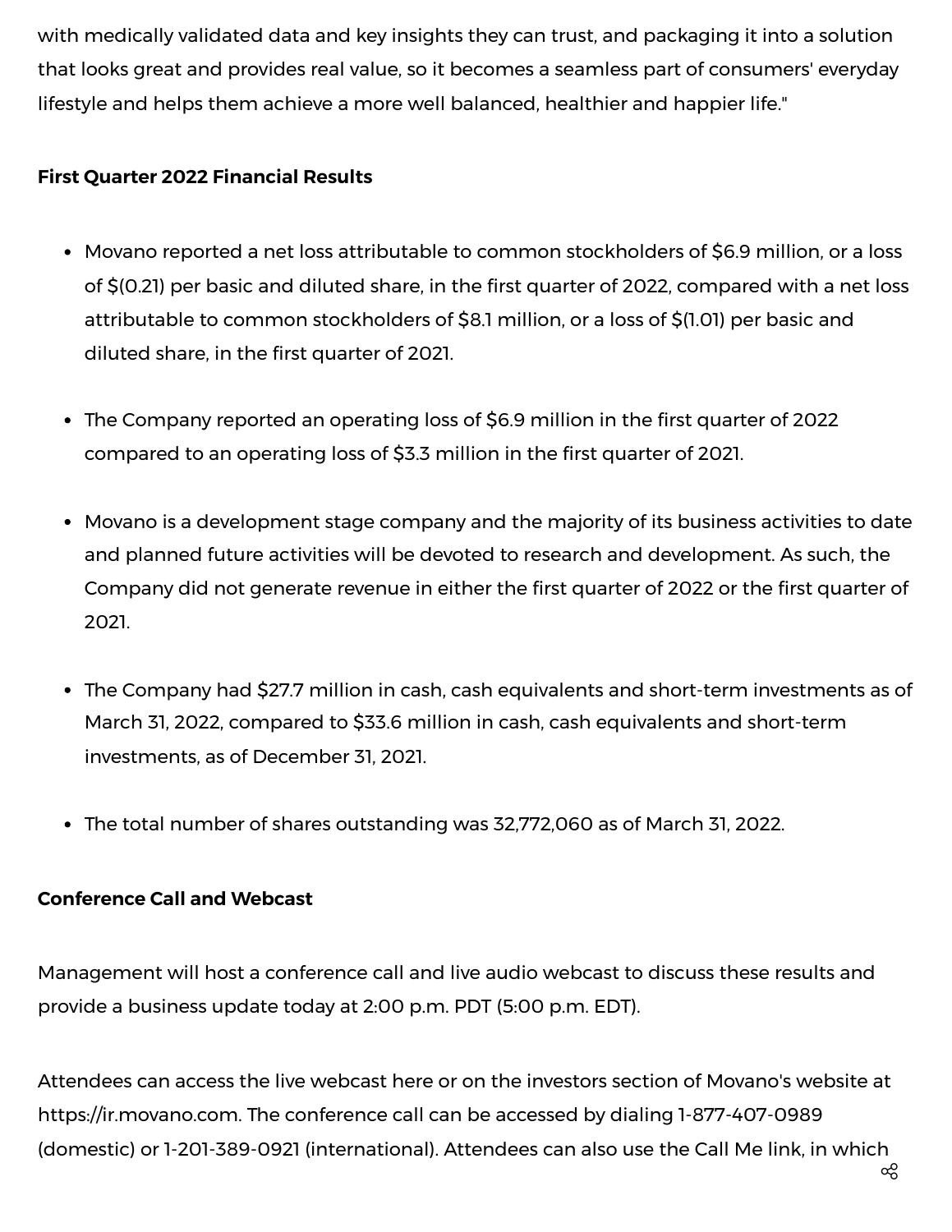with medically validated data and key insights they can trust, and packaging it into a solution that looks great and provides real value, so it becomes a seamless part of consumers' everyday lifestyle and helps them achieve a more well balanced, healthier and happier life."

**First Quarter 2022 Financial Results**

- Movano reported a net loss attributable to common stockholders of $6.9 million, or a loss of $(0.21) per basic and diluted share, in the first quarter of 2022, compared with a net loss attributable to common stockholders of $8.1 million, or a loss of $(1.01) per basic and diluted share, in the first quarter of 2021.

- The Company reported an operating loss of $6.9 million in the first quarter of 2022 compared to an operating loss of $3.3 million in the first quarter of 2021.

- Movano is a development stage company and the majority of its business activities to date and planned future activities will be devoted to research and development. As such, the Company did not generate revenue in either the first quarter of 2022 or the first quarter of 2021.

- The Company had $27.7 million in cash, cash equivalents and short-term investments as of March 31, 2022, compared to $33.6 million in cash, cash equivalents and short-term investments, as of December 31, 2021.

- The total number of shares outstanding was 32,772,060 as of March 31, 2022.

**Conference Call and Webcast**

Management will host a conference call and live audio webcast to discuss these results and provide a business update today at 2:00 p.m. PDT (5:00 p.m. EDT).

Attendees can access the live webcast here or on the investors section of Movano's website at https://ir.movano.com. The conference call can be accessed by dialing 1-877-407-0989 (domestic) or 1-201-389-0921 (international). Attendees can also use the Call Me link, in which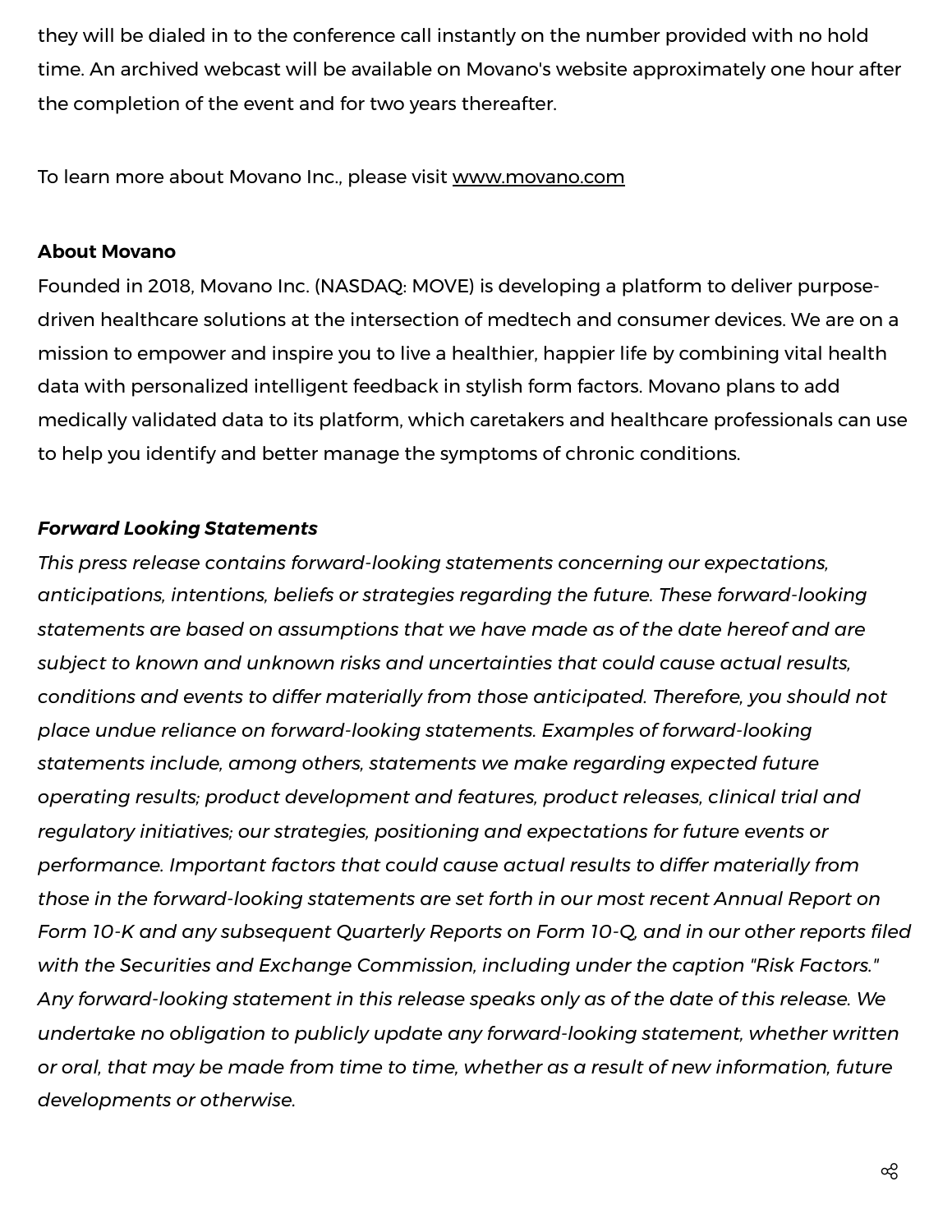they will be dialed in to the conference call instantly on the number provided with no hold time. An archived webcast will be available on Movano's website approximately one hour after the completion of the event and for two years thereafter.

To learn more about Movano Inc., please visit www.movano.com

**About Movano**

Founded in 2018, Movano Inc. (NASDAQ: MOVE) is developing a platform to deliver purpose-driven healthcare solutions at the intersection of medtech and consumer devices. We are on a mission to empower and inspire you to live a healthier, happier life by combining vital health data with personalized intelligent feedback in stylish form factors. Movano plans to add medically validated data to its platform, which caretakers and healthcare professionals can use to help you identify and better manage the symptoms of chronic conditions.

***Forward Looking Statements***

*This press release contains forward-looking statements concerning our expectations, anticipations, intentions, beliefs or strategies regarding the future. These forward-looking statements are based on assumptions that we have made as of the date hereof and are subject to known and unknown risks and uncertainties that could cause actual results, conditions and events to differ materially from those anticipated. Therefore, you should not place undue reliance on forward-looking statements. Examples of forward-looking statements include, among others, statements we make regarding expected future operating results; product development and features, product releases, clinical trial and regulatory initiatives; our strategies, positioning and expectations for future events or performance. Important factors that could cause actual results to differ materially from those in the forward-looking statements are set forth in our most recent Annual Report on Form 10-K and any subsequent Quarterly Reports on Form 10-Q, and in our other reports filed with the Securities and Exchange Commission, including under the caption "Risk Factors." Any forward-looking statement in this release speaks only as of the date of this release. We undertake no obligation to publicly update any forward-looking statement, whether written or oral, that may be made from time to time, whether as a result of new information, future developments or otherwise.*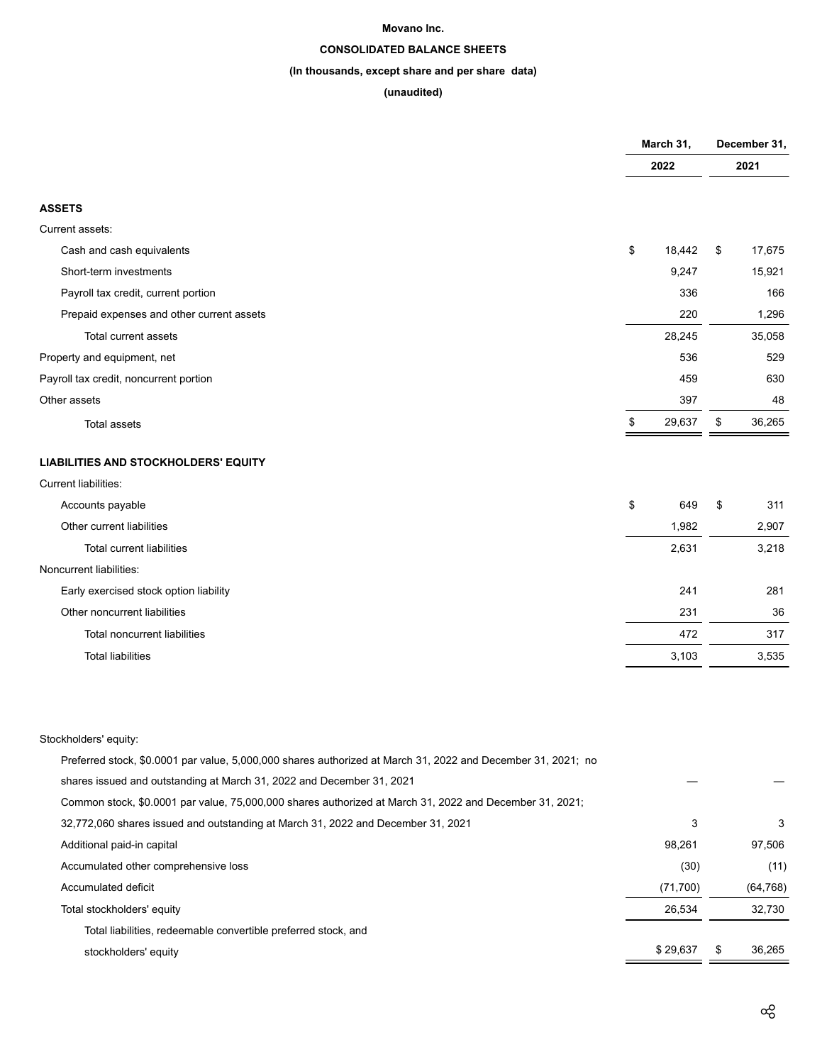**Movano Inc.**

**CONSOLIDATED BALANCE SHEETS**

**(In thousands, except share and per share data)**

**(unaudited)**

| | March 31, 2022 | December 31, 2021 |
|---|---|---|
| **ASSETS** | | |
| Current assets: | | |
| Cash and cash equivalents | $ 18,442 | $ 17,675 |
| Short-term investments | 9,247 | 15,921 |
| Payroll tax credit, current portion | 336 | 166 |
| Prepaid expenses and other current assets | 220 | 1,296 |
| Total current assets | 28,245 | 35,058 |
| Property and equipment, net | 536 | 529 |
| Payroll tax credit, noncurrent portion | 459 | 630 |
| Other assets | 397 | 48 |
| Total assets | $ 29,637 | $ 36,265 |
| **LIABILITIES AND STOCKHOLDERS' EQUITY** | | |
| Current liabilities: | | |
| Accounts payable | $ 649 | $ 311 |
| Other current liabilities | 1,982 | 2,907 |
| Total current liabilities | 2,631 | 3,218 |
| Noncurrent liabilities: | | |
| Early exercised stock option liability | 241 | 281 |
| Other noncurrent liabilities | 231 | 36 |
| Total noncurrent liabilities | 472 | 317 |
| Total liabilities | 3,103 | 3,535 |
| Stockholders' equity: | | |
| Preferred stock, $0.0001 par value, 5,000,000 shares authorized at March 31, 2022 and December 31, 2021; no shares issued and outstanding at March 31, 2022 and December 31, 2021 | — | — |
| Common stock, $0.0001 par value, 75,000,000 shares authorized at March 31, 2022 and December 31, 2021; 32,772,060 shares issued and outstanding at March 31, 2022 and December 31, 2021 | 3 | 3 |
| Additional paid-in capital | 98,261 | 97,506 |
| Accumulated other comprehensive loss | (30) | (11) |
| Accumulated deficit | (71,700) | (64,768) |
| Total stockholders' equity | 26,534 | 32,730 |
| Total liabilities, redeemable convertible preferred stock, and stockholders' equity | $ 29,637 | $ 36,265 |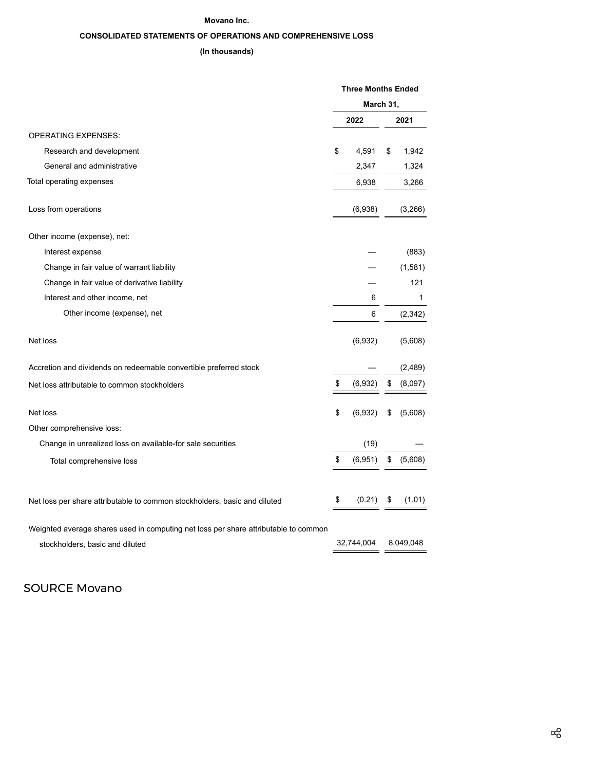**Movano Inc.**

**CONSOLIDATED STATEMENTS OF OPERATIONS AND COMPREHENSIVE LOSS**

**(In thousands)**

| | Three Months Ended March 31, | |
|---|---|---|
| | 2022 | 2021 |
| OPERATING EXPENSES: | | |
| Research and development | $ 4,591 | $ 1,942 |
| General and administrative | 2,347 | 1,324 |
| Total operating expenses | 6,938 | 3,266 |
| Loss from operations | (6,938) | (3,266) |
| Other income (expense), net: | | |
| Interest expense | — | (883) |
| Change in fair value of warrant liability | — | (1,581) |
| Change in fair value of derivative liability | — | 121 |
| Interest and other income, net | 6 | 1 |
| Other income (expense), net | 6 | (2,342) |
| Net loss | (6,932) | (5,608) |
| Accretion and dividends on redeemable convertible preferred stock | — | (2,489) |
| Net loss attributable to common stockholders | $ (6,932) | $ (8,097) |
| Net loss | $ (6,932) | $ (5,608) |
| Other comprehensive loss: | | |
| Change in unrealized loss on available-for sale securities | (19) | — |
| Total comprehensive loss | $ (6,951) | $ (5,608) |
| Net loss per share attributable to common stockholders, basic and diluted | $ (0.21) | $ (1.01) |
| Weighted average shares used in computing net loss per share attributable to common stockholders, basic and diluted | 32,744,004 | 8,049,048 |

SOURCE Movano